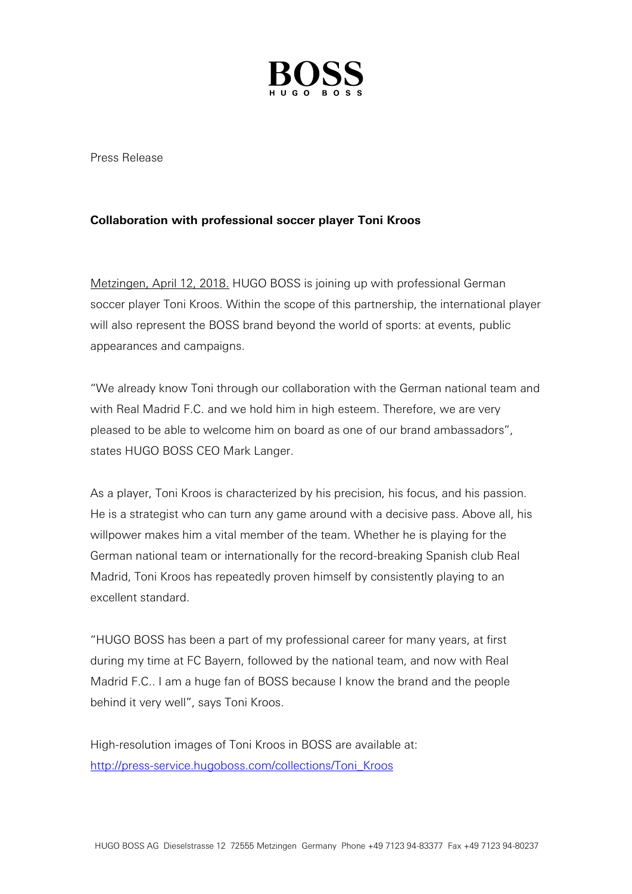# BOSS
HUGO BOSS

Press Release

**Collaboration with professional soccer player Toni Kroos**

Metzingen, April 12, 2018. HUGO BOSS is joining up with professional German soccer player Toni Kroos. Within the scope of this partnership, the international player will also represent the BOSS brand beyond the world of sports: at events, public appearances and campaigns.

"We already know Toni through our collaboration with the German national team and with Real Madrid F.C. and we hold him in high esteem. Therefore, we are very pleased to be able to welcome him on board as one of our brand ambassadors", states HUGO BOSS CEO Mark Langer.

As a player, Toni Kroos is characterized by his precision, his focus, and his passion. He is a strategist who can turn any game around with a decisive pass. Above all, his willpower makes him a vital member of the team. Whether he is playing for the German national team or internationally for the record-breaking Spanish club Real Madrid, Toni Kroos has repeatedly proven himself by consistently playing to an excellent standard.

"HUGO BOSS has been a part of my professional career for many years, at first during my time at FC Bayern, followed by the national team, and now with Real Madrid F.C.. I am a huge fan of BOSS because I know the brand and the people behind it very well", says Toni Kroos.

High-resolution images of Toni Kroos in BOSS are available at:
http://press-service.hugoboss.com/collections/Toni_Kroos

HUGO BOSS AG Dieselstrasse 12 72555 Metzingen Germany Phone +49 7123 94-83377 Fax +49 7123 94-80237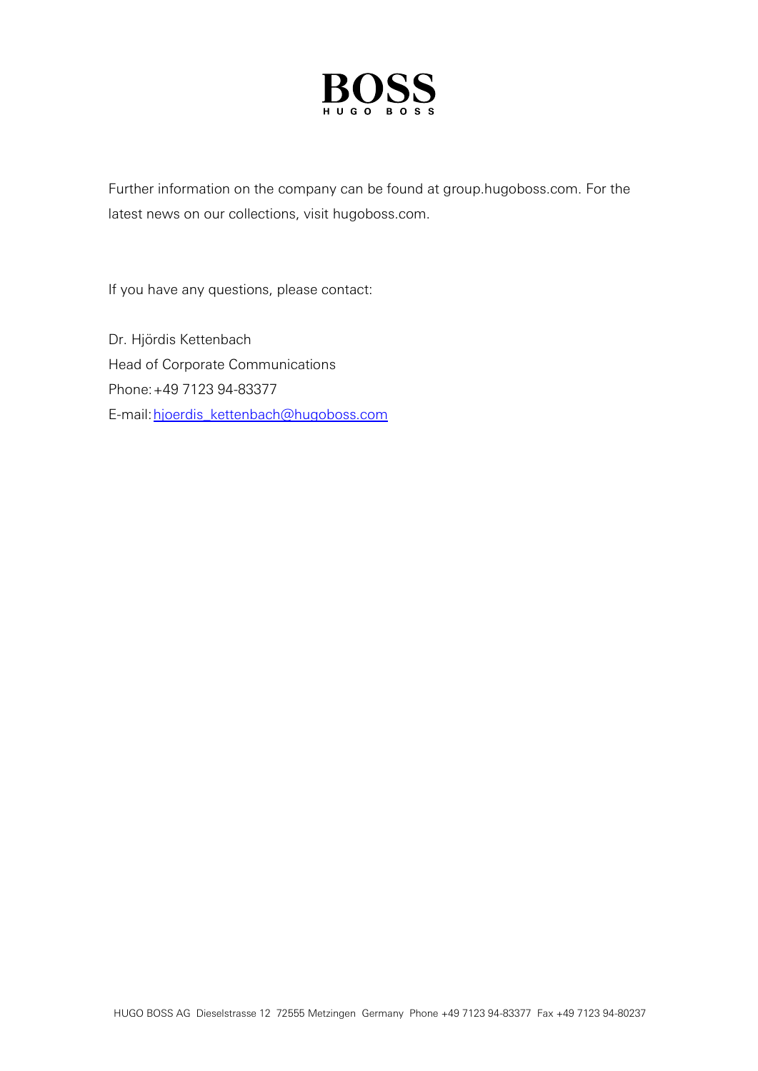Further information on the company can be found at group.hugoboss.com. For the latest news on our collections, visit hugoboss.com.

If you have any questions, please contact:

Dr. Hjördis Kettenbach
Head of Corporate Communications
Phone: +49 7123 94-83377
E-mail: hjoerdis_kettenbach@hugoboss.com